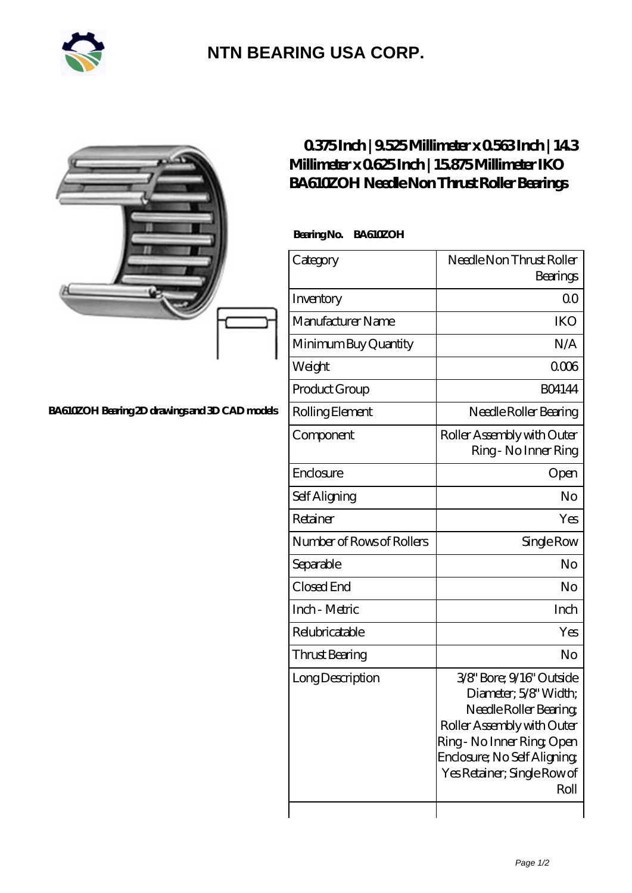# NTN BEARING USA CORP.

BA610ZOH Bearing 2D drawings and 3D CAD models

## 0.375 Inch | 9.525 Millimeter x 0.563 Inch | 14.3 Millimeter x 0.625 Inch | 15.875 Millimeter IKO BA610ZOH Needle Non Thrust Roller Bearings

**Bearing No. BA610ZOH**

| Category | Needle Non Thrust Roller Bearings |
|---|---|
| Inventory | 0.0 |
| Manufacturer Name | IKO |
| Minimum Buy Quantity | N/A |
| Weight | 0.006 |
| Product Group | B04144 |
| Rolling Element | Needle Roller Bearing |
| Component | Roller Assembly with Outer Ring - No Inner Ring |
| Enclosure | Open |
| Self Aligning | No |
| Retainer | Yes |
| Number of Rows of Rollers | Single Row |
| Separable | No |
| Closed End | No |
| Inch - Metric | Inch |
| Relubricatable | Yes |
| Thrust Bearing | No |
| Long Description | 3/8" Bore; 9/16" Outside Diameter; 5/8" Width; Needle Roller Bearing; Roller Assembly with Outer Ring - No Inner Ring; Open Enclosure; No Self Aligning; Yes Retainer; Single Row of Roll |
| | |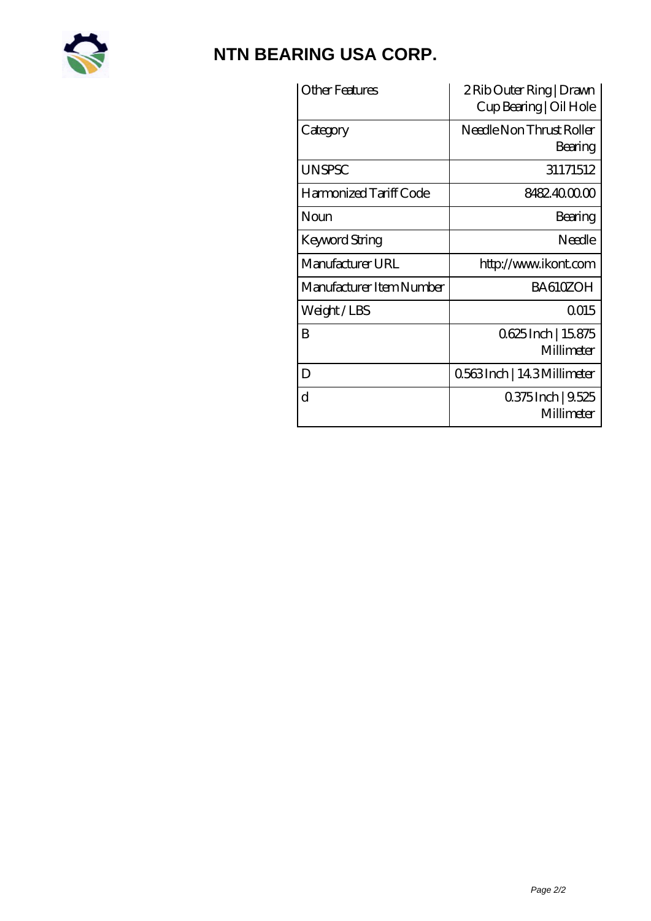| | |
|---|---|
| Other Features | 2 Rib Outer Ring \| Drawn Cup Bearing \| Oil Hole |
| Category | Needle Non Thrust Roller Bearing |
| UNSPSC | 31171512 |
| Harmonized Tariff Code | 8482.40.00.00 |
| Noun | Bearing |
| Keyword String | Needle |
| Manufacturer URL | http://www.ikont.com |
| Manufacturer Item Number | BA610ZOH |
| Weight / LBS | 0.015 |
| B | 0.625 Inch \| 15.875 Millimeter |
| D | 0.563 Inch \| 14.3 Millimeter |
| d | 0.375 Inch \| 9.525 Millimeter |